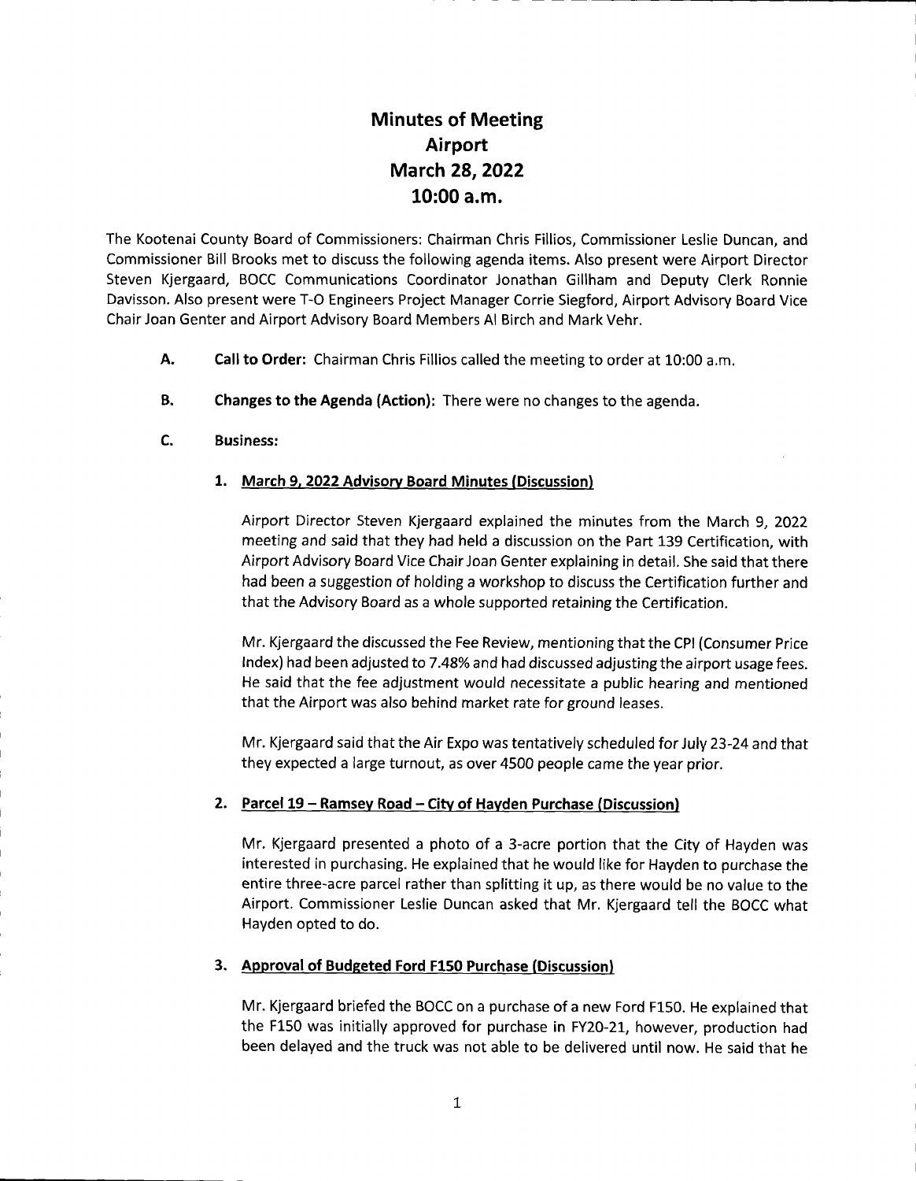# Minutes of Meeting
# Airport
# March 28, 2022
# 10:00 a.m.

The Kootenai County Board of Commissioners: Chairman Chris Fillios, Commissioner Leslie Duncan, and Commissioner Bill Brooks met to discuss the following agenda items. Also present were Airport Director Steven Kjergaard, BOCC Communications Coordinator Jonathan Gillham and Deputy Clerk Ronnie Davisson. Also present were T-O Engineers Project Manager Corrie Siegford, Airport Advisory Board Vice Chair Joan Genter and Airport Advisory Board Members Al Birch and Mark Vehr.

- **A. Call to Order:** Chairman Chris Fillios called the meeting to order at 10:00 a.m.

- **B. Changes to the Agenda (Action):** There were no changes to the agenda.

- **C. Business:**

  1. **<u>March 9, 2022 Advisory Board Minutes (Discussion)</u>**

     Airport Director Steven Kjergaard explained the minutes from the March 9, 2022 meeting and said that they had held a discussion on the Part 139 Certification, with Airport Advisory Board Vice Chair Joan Genter explaining in detail. She said that there had been a suggestion of holding a workshop to discuss the Certification further and that the Advisory Board as a whole supported retaining the Certification.

     Mr. Kjergaard the discussed the Fee Review, mentioning that the CPI (Consumer Price Index) had been adjusted to 7.48% and had discussed adjusting the airport usage fees. He said that the fee adjustment would necessitate a public hearing and mentioned that the Airport was also behind market rate for ground leases.

     Mr. Kjergaard said that the Air Expo was tentatively scheduled for July 23-24 and that they expected a large turnout, as over 4500 people came the year prior.

  2. **<u>Parcel 19 – Ramsey Road – City of Hayden Purchase (Discussion)</u>**

     Mr. Kjergaard presented a photo of a 3-acre portion that the City of Hayden was interested in purchasing. He explained that he would like for Hayden to purchase the entire three-acre parcel rather than splitting it up, as there would be no value to the Airport. Commissioner Leslie Duncan asked that Mr. Kjergaard tell the BOCC what Hayden opted to do.

  3. **<u>Approval of Budgeted Ford F150 Purchase (Discussion)</u>**

     Mr. Kjergaard briefed the BOCC on a purchase of a new Ford F150. He explained that the F150 was initially approved for purchase in FY20-21, however, production had been delayed and the truck was not able to be delivered until now. He said that he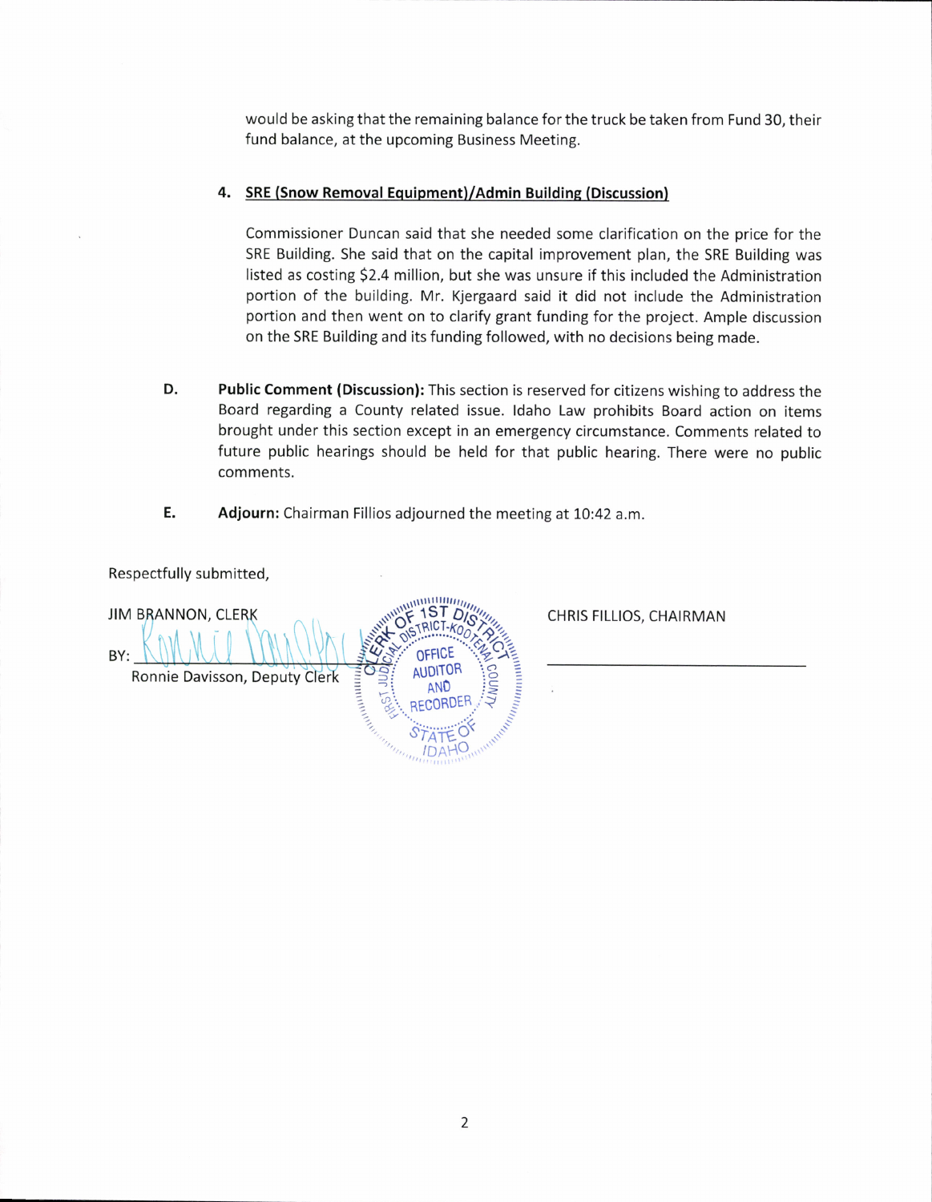would be asking that the remaining balance for the truck be taken from Fund 30, their fund balance, at the upcoming Business Meeting.

4. **SRE (Snow Removal Equipment)/Admin Building (Discussion)**

   Commissioner Duncan said that she needed some clarification on the price for the SRE Building. She said that on the capital improvement plan, the SRE Building was listed as costing $2.4 million, but she was unsure if this included the Administration portion of the building. Mr. Kjergaard said it did not include the Administration portion and then went on to clarify grant funding for the project. Ample discussion on the SRE Building and its funding followed, with no decisions being made.

**D. Public Comment (Discussion):** This section is reserved for citizens wishing to address the Board regarding a County related issue. Idaho Law prohibits Board action on items brought under this section except in an emergency circumstance. Comments related to future public hearings should be held for that public hearing. There were no public comments.

**E. Adjourn:** Chairman Fillios adjourned the meeting at 10:42 a.m.

Respectfully submitted,

JIM BRANNON, CLERK

BY: ______________________
Ronnie Davisson, Deputy Clerk

CLERK OF 1ST DISTRICT — FIRST JUDICIAL DISTRICT-KOOTENAI COUNTY — OFFICE AUDITOR AND RECORDER — STATE OF IDAHO

CHRIS FILLIOS, CHAIRMAN

______________________